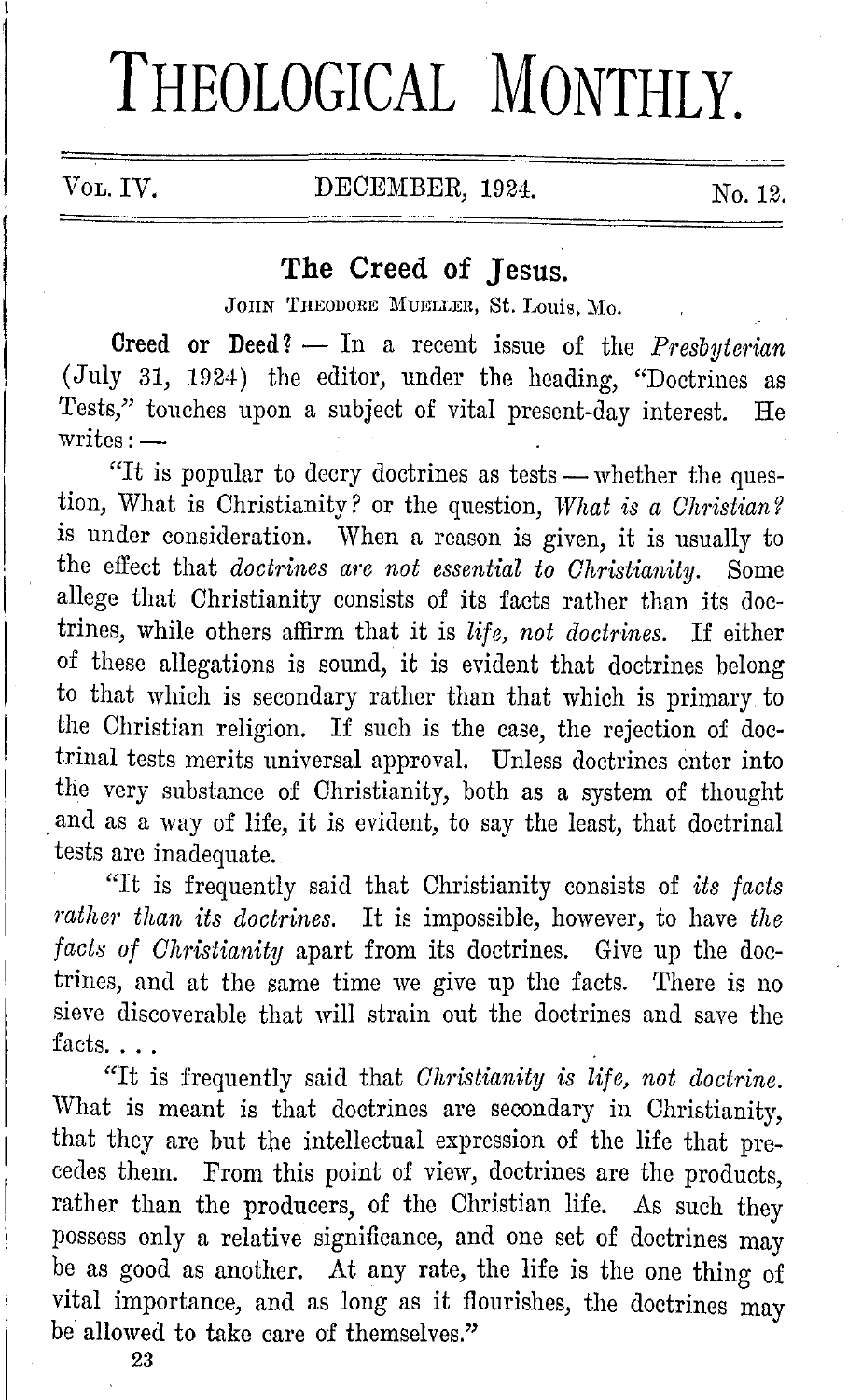# THEOLOGICAL MONTHLY.

VOL. IV. DECEMBER, 1924. No. 12.

## The Creed of Jesus.

JOHN THEODORE MUELLER, St. Louis, Mo.

**Creed or Deed?** — In a recent issue of the *Presbyterian* (July 31, 1924) the editor, under the heading, "Doctrines as Tests," touches upon a subject of vital present-day interest. He writes: —

"It is popular to decry doctrines as tests — whether the question, What is Christianity? or the question, *What is a Christian?* is under consideration. When a reason is given, it is usually to the effect that *doctrines are not essential to Christianity.* Some allege that Christianity consists of its facts rather than its doctrines, while others affirm that it is *life, not doctrines.* If either of these allegations is sound, it is evident that doctrines belong to that which is secondary rather than that which is primary to the Christian religion. If such is the case, the rejection of doctrinal tests merits universal approval. Unless doctrines enter into the very substance of Christianity, both as a system of thought and as a way of life, it is evident, to say the least, that doctrinal tests are inadequate.

"It is frequently said that Christianity consists of *its facts rather than its doctrines.* It is impossible, however, to have *the facts of Christianity* apart from its doctrines. Give up the doctrines, and at the same time we give up the facts. There is no sieve discoverable that will strain out the doctrines and save the facts. . . .

"It is frequently said that *Christianity is life, not doctrine.* What is meant is that doctrines are secondary in Christianity, that they are but the intellectual expression of the life that precedes them. From this point of view, doctrines are the products, rather than the producers, of the Christian life. As such they possess only a relative significance, and one set of doctrines may be as good as another. At any rate, the life is the one thing of vital importance, and as long as it flourishes, the doctrines may be allowed to take care of themselves."

23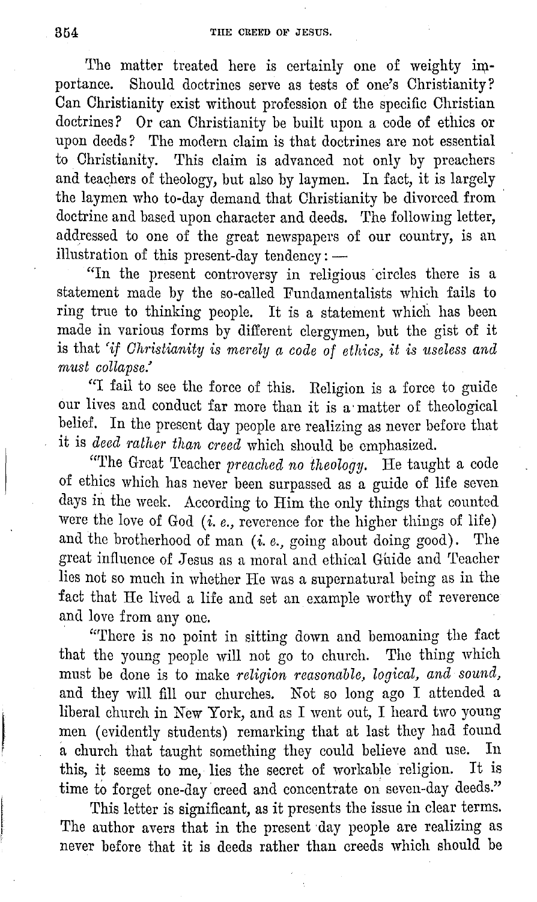The matter treated here is certainly one of weighty importance. Should doctrines serve as tests of one's Christianity? Can Christianity exist without profession of the specific Christian doctrines? Or can Christianity be built upon a code of ethics or upon deeds? The modern claim is that doctrines are not essential to Christianity. This claim is advanced not only by preachers and teachers of theology, but also by laymen. In fact, it is largely the laymen who to-day demand that Christianity be divorced from doctrine and based upon character and deeds. The following letter, addressed to one of the great newspapers of our country, is an illustration of this present-day tendency: —

"In the present controversy in religious circles there is a statement made by the so-called Fundamentalists which fails to ring true to thinking people. It is a statement which has been made in various forms by different clergymen, but the gist of it is that *'if Christianity is merely a code of ethics, it is useless and must collapse.'*

"I fail to see the force of this. Religion is a force to guide our lives and conduct far more than it is a matter of theological belief. In the present day people are realizing as never before that it is *deed rather than creed* which should be emphasized.

"The Great Teacher *preached no theology*. He taught a code of ethics which has never been surpassed as a guide of life seven days in the week. According to Him the only things that counted were the love of God (*i. e.*, reverence for the higher things of life) and the brotherhood of man (*i. e.*, going about doing good). The great influence of Jesus as a moral and ethical Guide and Teacher lies not so much in whether He was a supernatural being as in the fact that He lived a life and set an example worthy of reverence and love from any one.

"There is no point in sitting down and bemoaning the fact that the young people will not go to church. The thing which must be done is to make *religion reasonable, logical, and sound*, and they will fill our churches. Not so long ago I attended a liberal church in New York, and as I went out, I heard two young men (evidently students) remarking that at last they had found a church that taught something they could believe and use. In this, it seems to me, lies the secret of workable religion. It is time to forget one-day creed and concentrate on seven-day deeds."

This letter is significant, as it presents the issue in clear terms. The author avers that in the present day people are realizing as never before that it is deeds rather than creeds which should be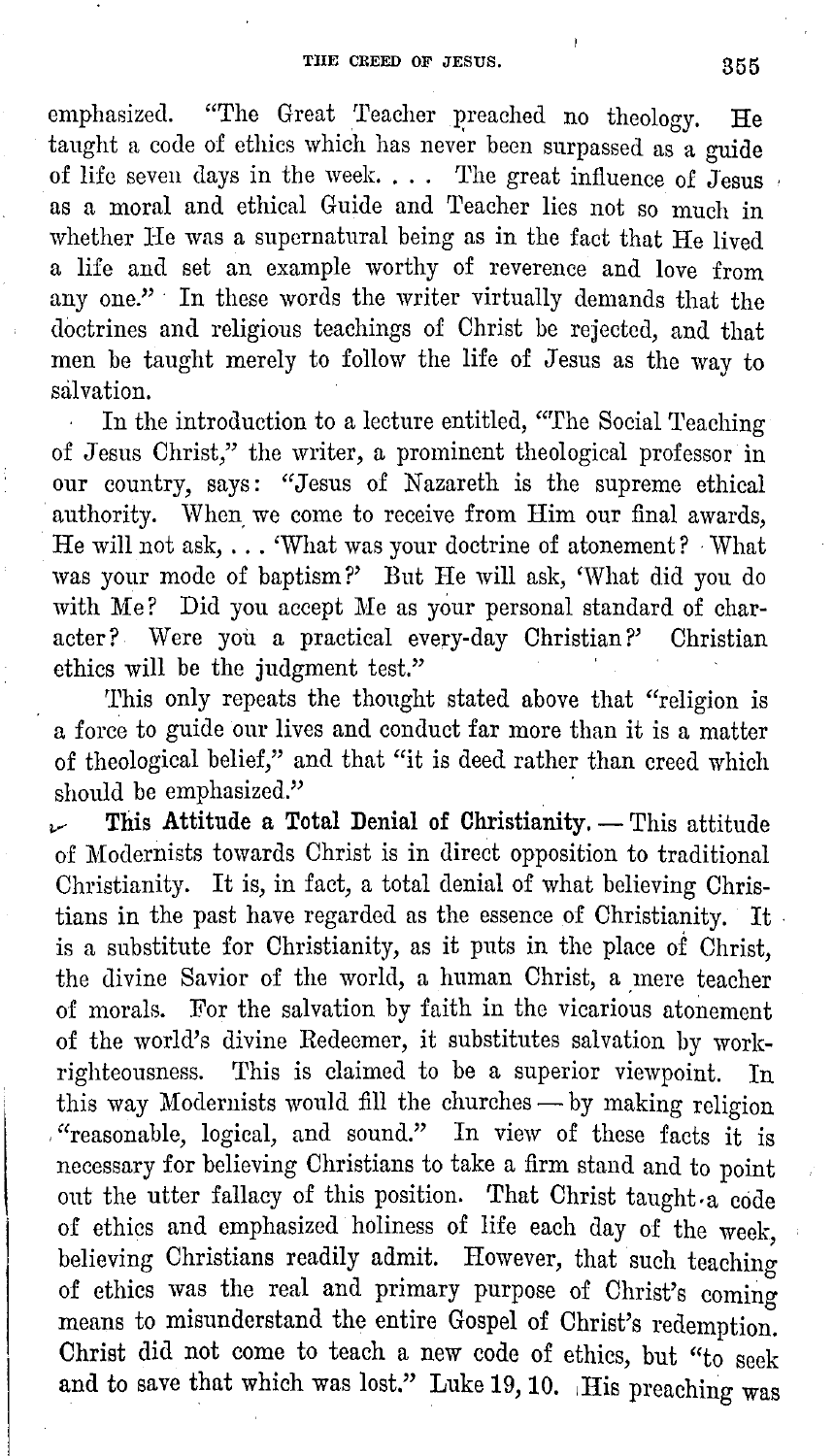emphasized. "The Great Teacher preached no theology. He taught a code of ethics which has never been surpassed as a guide of life seven days in the week. . . . The great influence of Jesus as a moral and ethical Guide and Teacher lies not so much in whether He was a supernatural being as in the fact that He lived a life and set an example worthy of reverence and love from any one." In these words the writer virtually demands that the doctrines and religious teachings of Christ be rejected, and that men be taught merely to follow the life of Jesus as the way to salvation.

In the introduction to a lecture entitled, "The Social Teaching of Jesus Christ," the writer, a prominent theological professor in our country, says: "Jesus of Nazareth is the supreme ethical authority. When we come to receive from Him our final awards, He will not ask, . . . 'What was your doctrine of atonement? What was your mode of baptism?' But He will ask, 'What did you do with Me? Did you accept Me as your personal standard of character? Were you a practical every-day Christian?' Christian ethics will be the judgment test."

This only repeats the thought stated above that "religion is a force to guide our lives and conduct far more than it is a matter of theological belief," and that "it is deed rather than creed which should be emphasized."

**This Attitude a Total Denial of Christianity.** — This attitude of Modernists towards Christ is in direct opposition to traditional Christianity. It is, in fact, a total denial of what believing Christians in the past have regarded as the essence of Christianity. It is a substitute for Christianity, as it puts in the place of Christ, the divine Savior of the world, a human Christ, a mere teacher of morals. For the salvation by faith in the vicarious atonement of the world's divine Redeemer, it substitutes salvation by work-righteousness. This is claimed to be a superior viewpoint. In this way Modernists would fill the churches — by making religion "reasonable, logical, and sound." In view of these facts it is necessary for believing Christians to take a firm stand and to point out the utter fallacy of this position. That Christ taught a code of ethics and emphasized holiness of life each day of the week, believing Christians readily admit. However, that such teaching of ethics was the real and primary purpose of Christ's coming means to misunderstand the entire Gospel of Christ's redemption. Christ did not come to teach a new code of ethics, but "to seek and to save that which was lost." Luke 19, 10. His preaching was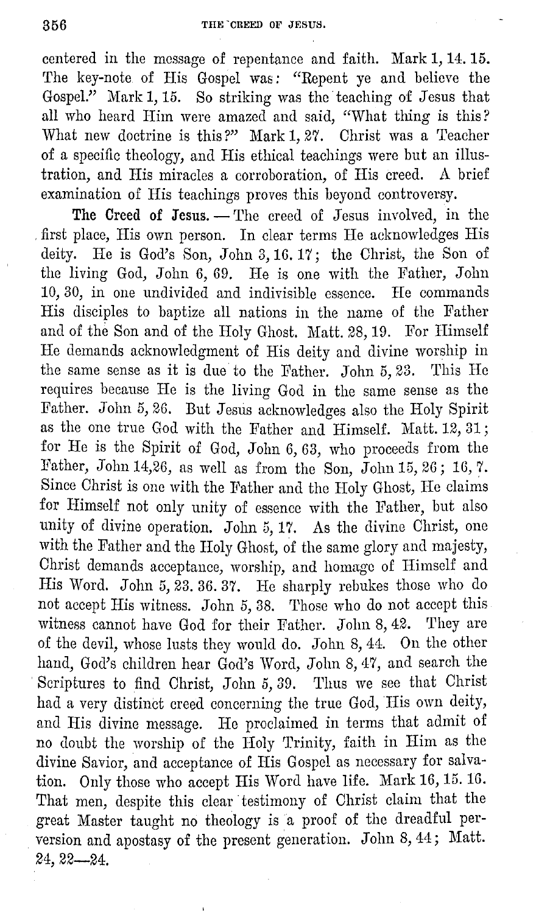centered in the message of repentance and faith. Mark 1, 14. 15. The key-note of His Gospel was: "Repent ye and believe the Gospel." Mark 1, 15. So striking was the teaching of Jesus that all who heard Him were amazed and said, "What thing is this? What new doctrine is this?" Mark 1, 27. Christ was a Teacher of a specific theology, and His ethical teachings were but an illustration, and His miracles a corroboration, of His creed. A brief examination of His teachings proves this beyond controversy.

**The Creed of Jesus.** — The creed of Jesus involved, in the first place, His own person. In clear terms He acknowledges His deity. He is God's Son, John 3, 16. 17; the Christ, the Son of the living God, John 6, 69. He is one with the Father, John 10, 30, in one undivided and indivisible essence. He commands His disciples to baptize all nations in the name of the Father and of the Son and of the Holy Ghost. Matt. 28, 19. For Himself He demands acknowledgment of His deity and divine worship in the same sense as it is due to the Father. John 5, 23. This He requires because He is the living God in the same sense as the Father. John 5, 26. But Jesus acknowledges also the Holy Spirit as the one true God with the Father and Himself. Matt. 12, 31; for He is the Spirit of God, John 6, 63, who proceeds from the Father, John 14,26, as well as from the Son, John 15, 26; 16, 7. Since Christ is one with the Father and the Holy Ghost, He claims for Himself not only unity of essence with the Father, but also unity of divine operation. John 5, 17. As the divine Christ, one with the Father and the Holy Ghost, of the same glory and majesty, Christ demands acceptance, worship, and homage of Himself and His Word. John 5, 23. 36. 37. He sharply rebukes those who do not accept His witness. John 5, 38. Those who do not accept this witness cannot have God for their Father. John 8, 42. They are of the devil, whose lusts they would do. John 8, 44. On the other hand, God's children hear God's Word, John 8, 47, and search the Scriptures to find Christ, John 5, 39. Thus we see that Christ had a very distinct creed concerning the true God, His own deity, and His divine message. He proclaimed in terms that admit of no doubt the worship of the Holy Trinity, faith in Him as the divine Savior, and acceptance of His Gospel as necessary for salvation. Only those who accept His Word have life. Mark 16, 15. 16. That men, despite this clear testimony of Christ claim that the great Master taught no theology is a proof of the dreadful perversion and apostasy of the present generation. John 8, 44; Matt. 24, 22—24.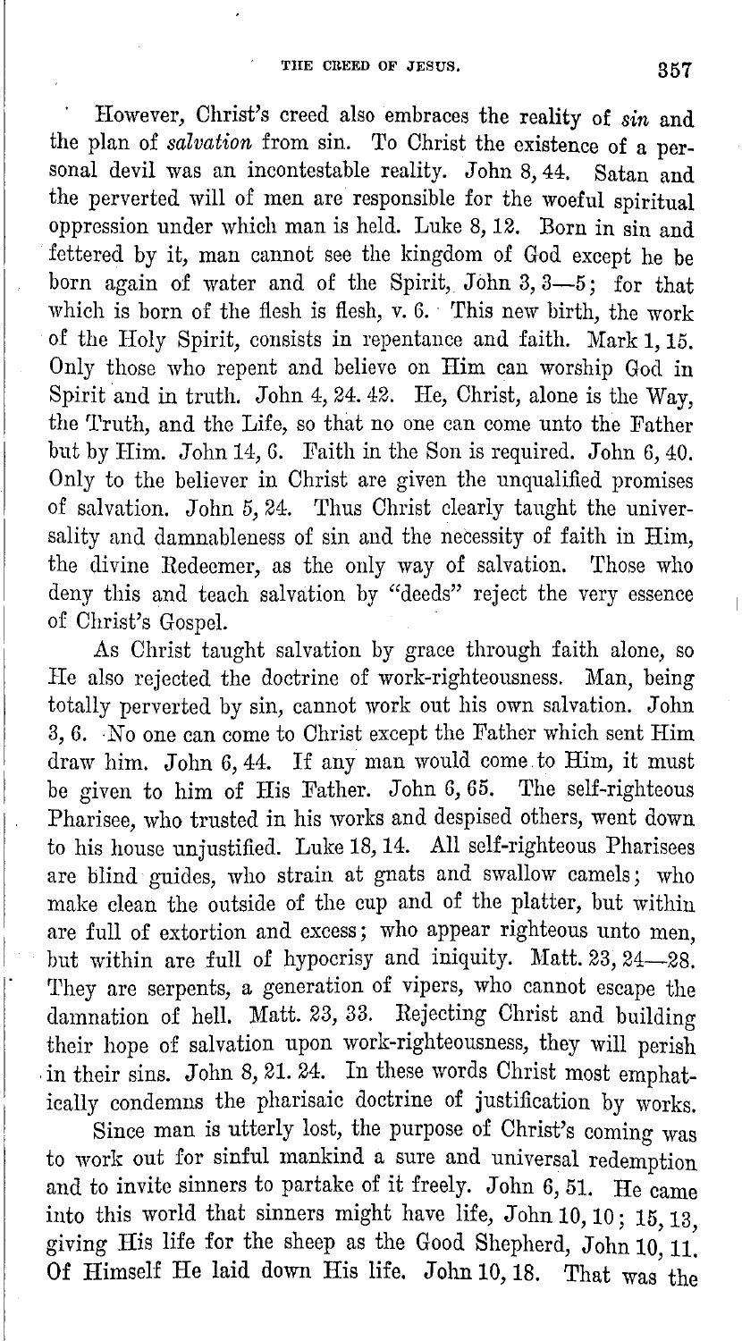However, Christ's creed also embraces the reality of *sin* and the plan of *salvation* from sin. To Christ the existence of a personal devil was an incontestable reality. John 8, 44. Satan and the perverted will of men are responsible for the woeful spiritual oppression under which man is held. Luke 8, 12. Born in sin and fettered by it, man cannot see the kingdom of God except he be born again of water and of the Spirit, John 3, 3—5; for that which is born of the flesh is flesh, v. 6. This new birth, the work of the Holy Spirit, consists in repentance and faith. Mark 1, 15. Only those who repent and believe on Him can worship God in Spirit and in truth. John 4, 24. 42. He, Christ, alone is the Way, the Truth, and the Life, so that no one can come unto the Father but by Him. John 14, 6. Faith in the Son is required. John 6, 40. Only to the believer in Christ are given the unqualified promises of salvation. John 5, 24. Thus Christ clearly taught the universality and damnableness of sin and the necessity of faith in Him, the divine Redeemer, as the only way of salvation. Those who deny this and teach salvation by "deeds" reject the very essence of Christ's Gospel.

As Christ taught salvation by grace through faith alone, so He also rejected the doctrine of work-righteousness. Man, being totally perverted by sin, cannot work out his own salvation. John 3, 6. No one can come to Christ except the Father which sent Him draw him. John 6, 44. If any man would come to Him, it must be given to him of His Father. John 6, 65. The self-righteous Pharisee, who trusted in his works and despised others, went down to his house unjustified. Luke 18, 14. All self-righteous Pharisees are blind guides, who strain at gnats and swallow camels; who make clean the outside of the cup and of the platter, but within are full of extortion and excess; who appear righteous unto men, but within are full of hypocrisy and iniquity. Matt. 23, 24—28. They are serpents, a generation of vipers, who cannot escape the damnation of hell. Matt. 23, 33. Rejecting Christ and building their hope of salvation upon work-righteousness, they will perish in their sins. John 8, 21. 24. In these words Christ most emphatically condemns the pharisaic doctrine of justification by works.

Since man is utterly lost, the purpose of Christ's coming was to work out for sinful mankind a sure and universal redemption and to invite sinners to partake of it freely. John 6, 51. He came into this world that sinners might have life, John 10, 10; 15, 13, giving His life for the sheep as the Good Shepherd, John 10, 11. Of Himself He laid down His life. John 10, 18. That was the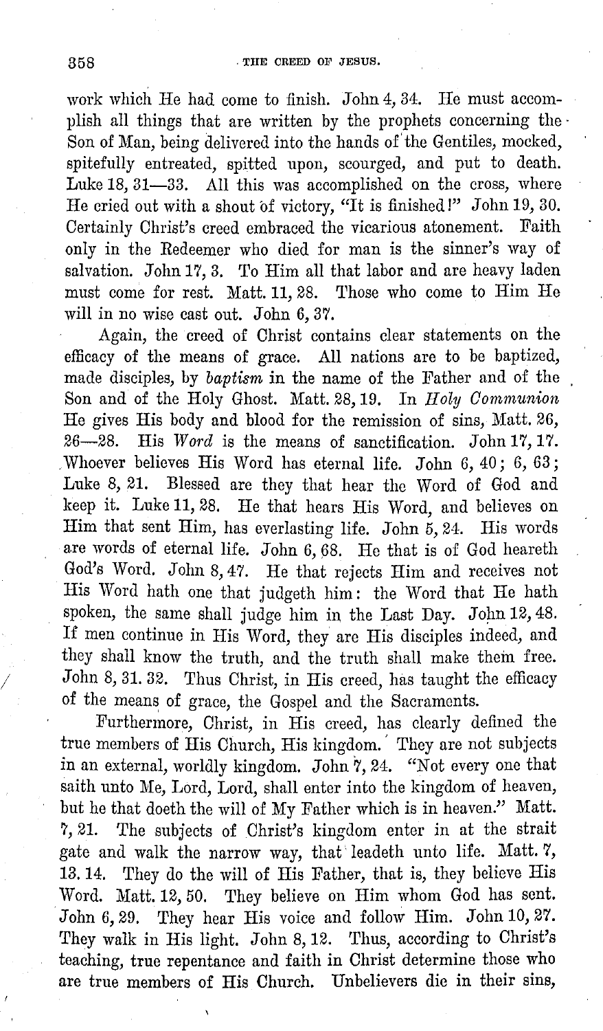work which He had come to finish. John 4, 34. He must accomplish all things that are written by the prophets concerning the Son of Man, being delivered into the hands of the Gentiles, mocked, spitefully entreated, spitted upon, scourged, and put to death. Luke 18, 31—33. All this was accomplished on the cross, where He cried out with a shout of victory, "It is finished!" John 19, 30. Certainly Christ's creed embraced the vicarious atonement. Faith only in the Redeemer who died for man is the sinner's way of salvation. John 17, 3. To Him all that labor and are heavy laden must come for rest. Matt. 11, 28. Those who come to Him He will in no wise cast out. John 6, 37.

Again, the creed of Christ contains clear statements on the efficacy of the means of grace. All nations are to be baptized, made disciples, by *baptism* in the name of the Father and of the Son and of the Holy Ghost. Matt. 28, 19. In *Holy Communion* He gives His body and blood for the remission of sins, Matt. 26, 26—28. His *Word* is the means of sanctification. John 17, 17. Whoever believes His Word has eternal life. John 6, 40; 6, 63; Luke 8, 21. Blessed are they that hear the Word of God and keep it. Luke 11, 28. He that hears His Word, and believes on Him that sent Him, has everlasting life. John 5, 24. His words are words of eternal life. John 6, 68. He that is of God heareth God's Word. John 8, 47. He that rejects Him and receives not His Word hath one that judgeth him: the Word that He hath spoken, the same shall judge him in the Last Day. John 12, 48. If men continue in His Word, they are His disciples indeed, and they shall know the truth, and the truth shall make them free. John 8, 31. 32. Thus Christ, in His creed, has taught the efficacy of the means of grace, the Gospel and the Sacraments.

Furthermore, Christ, in His creed, has clearly defined the true members of His Church, His kingdom. They are not subjects in an external, worldly kingdom. John 7, 24. "Not every one that saith unto Me, Lord, Lord, shall enter into the kingdom of heaven, but he that doeth the will of My Father which is in heaven." Matt. 7, 21. The subjects of Christ's kingdom enter in at the strait gate and walk the narrow way, that leadeth unto life. Matt. 7, 13. 14. They do the will of His Father, that is, they believe His Word. Matt. 12, 50. They believe on Him whom God has sent. John 6, 29. They hear His voice and follow Him. John 10, 27. They walk in His light. John 8, 12. Thus, according to Christ's teaching, true repentance and faith in Christ determine those who are true members of His Church. Unbelievers die in their sins,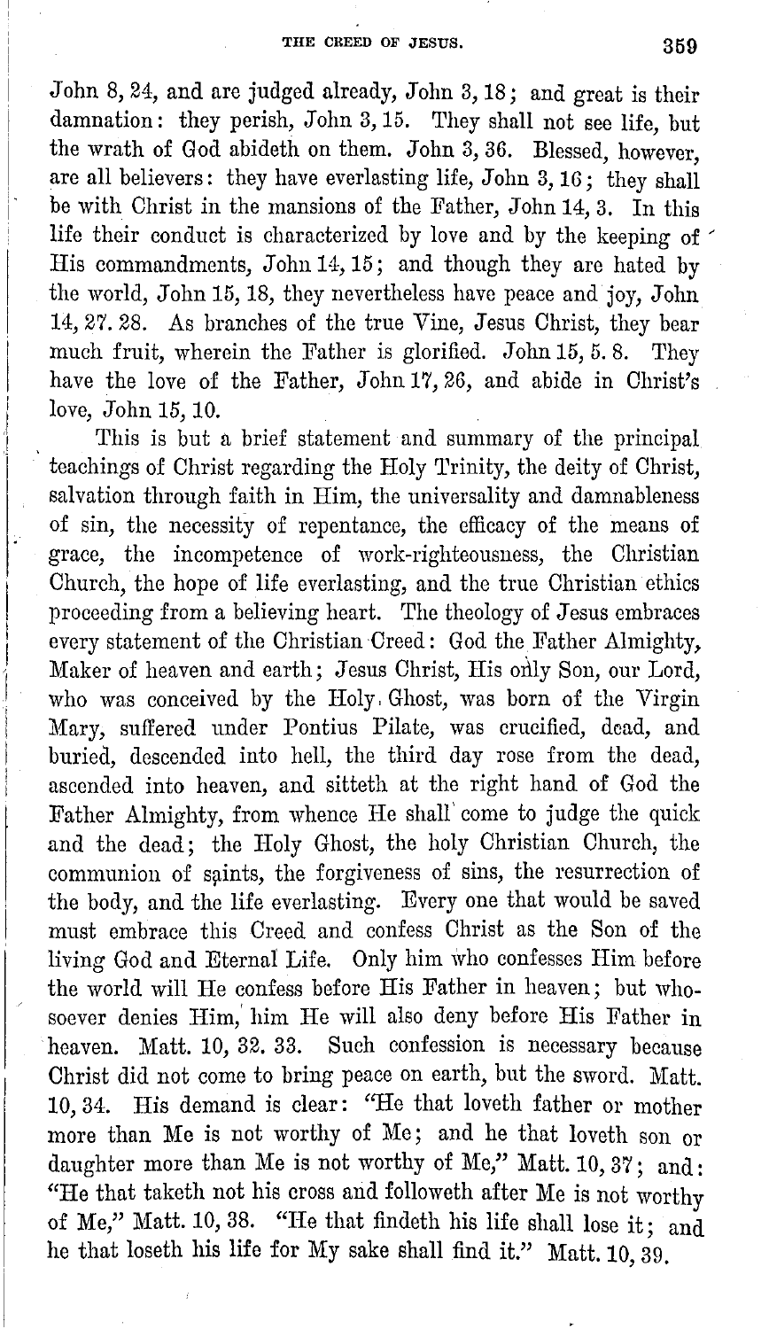John 8, 24, and are judged already, John 3, 18; and great is their damnation: they perish, John 3, 15. They shall not see life, but the wrath of God abideth on them. John 3, 36. Blessed, however, are all believers: they have everlasting life, John 3, 16; they shall be with Christ in the mansions of the Father, John 14, 3. In this life their conduct is characterized by love and by the keeping of His commandments, John 14, 15; and though they are hated by the world, John 15, 18, they nevertheless have peace and joy, John 14, 27. 28. As branches of the true Vine, Jesus Christ, they bear much fruit, wherein the Father is glorified. John 15, 5. 8. They have the love of the Father, John 17, 26, and abide in Christ's love, John 15, 10.

This is but a brief statement and summary of the principal teachings of Christ regarding the Holy Trinity, the deity of Christ, salvation through faith in Him, the universality and damnableness of sin, the necessity of repentance, the efficacy of the means of grace, the incompetence of work-righteousness, the Christian Church, the hope of life everlasting, and the true Christian ethics proceeding from a believing heart. The theology of Jesus embraces every statement of the Christian Creed: God the Father Almighty, Maker of heaven and earth; Jesus Christ, His only Son, our Lord, who was conceived by the Holy Ghost, was born of the Virgin Mary, suffered under Pontius Pilate, was crucified, dead, and buried, descended into hell, the third day rose from the dead, ascended into heaven, and sitteth at the right hand of God the Father Almighty, from whence He shall come to judge the quick and the dead; the Holy Ghost, the holy Christian Church, the communion of saints, the forgiveness of sins, the resurrection of the body, and the life everlasting. Every one that would be saved must embrace this Creed and confess Christ as the Son of the living God and Eternal Life. Only him who confesses Him before the world will He confess before His Father in heaven; but whosoever denies Him, him He will also deny before His Father in heaven. Matt. 10, 32. 33. Such confession is necessary because Christ did not come to bring peace on earth, but the sword. Matt. 10, 34. His demand is clear: "He that loveth father or mother more than Me is not worthy of Me; and he that loveth son or daughter more than Me is not worthy of Me," Matt. 10, 37; and: "He that taketh not his cross and followeth after Me is not worthy of Me," Matt. 10, 38. "He that findeth his life shall lose it; and he that loseth his life for My sake shall find it." Matt. 10, 39.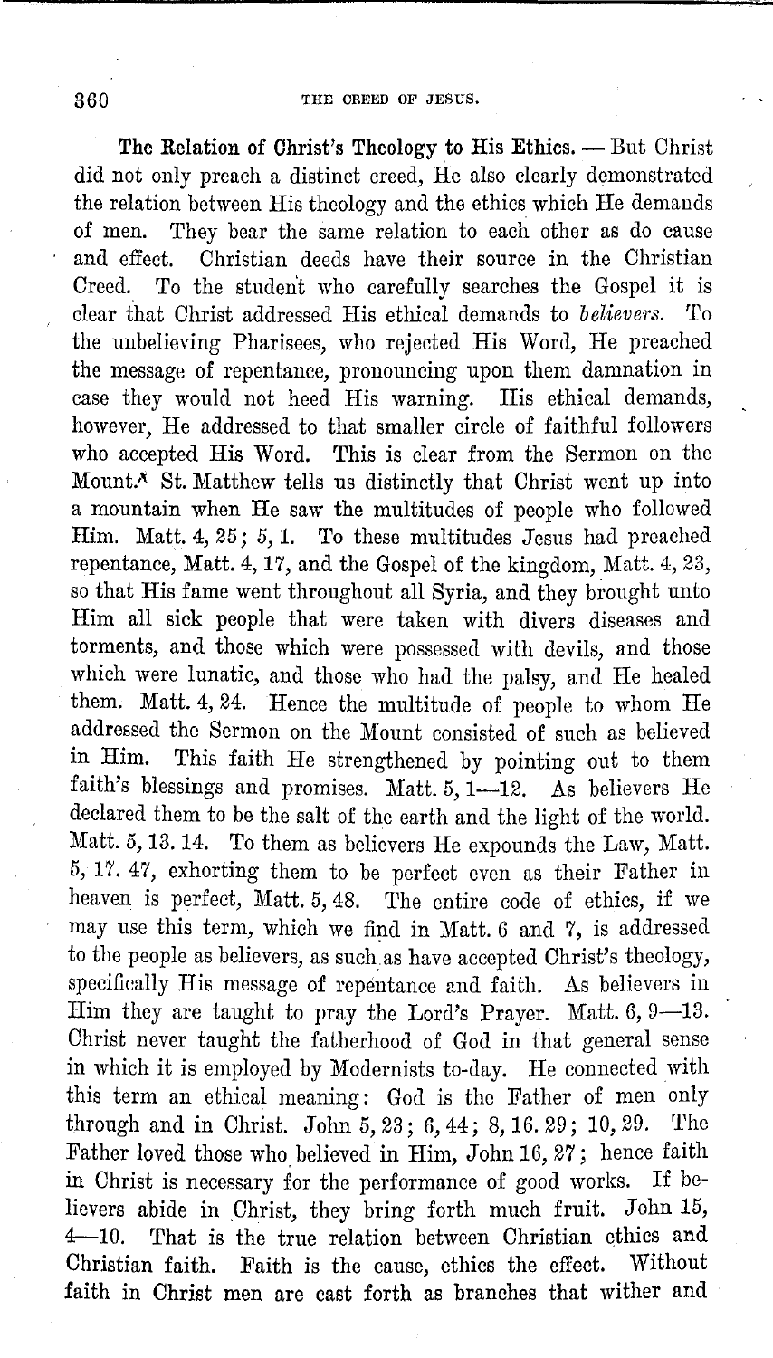**The Relation of Christ's Theology to His Ethics.** — But Christ did not only preach a distinct creed, He also clearly demonstrated the relation between His theology and the ethics which He demands of men. They bear the same relation to each other as do cause and effect. Christian deeds have their source in the Christian Creed. To the student who carefully searches the Gospel it is clear that Christ addressed His ethical demands to *believers.* To the unbelieving Pharisees, who rejected His Word, He preached the message of repentance, pronouncing upon them damnation in case they would not heed His warning. His ethical demands, however, He addressed to that smaller circle of faithful followers who accepted His Word. This is clear from the Sermon on the Mount. St. Matthew tells us distinctly that Christ went up into a mountain when He saw the multitudes of people who followed Him. Matt. 4, 25; 5, 1. To these multitudes Jesus had preached repentance, Matt. 4, 17, and the Gospel of the kingdom, Matt. 4, 23, so that His fame went throughout all Syria, and they brought unto Him all sick people that were taken with divers diseases and torments, and those which were possessed with devils, and those which were lunatic, and those who had the palsy, and He healed them. Matt. 4, 24. Hence the multitude of people to whom He addressed the Sermon on the Mount consisted of such as believed in Him. This faith He strengthened by pointing out to them faith's blessings and promises. Matt. 5, 1—12. As believers He declared them to be the salt of the earth and the light of the world. Matt. 5, 13. 14. To them as believers He expounds the Law, Matt. 5, 17. 47, exhorting them to be perfect even as their Father in heaven is perfect, Matt. 5, 48. The entire code of ethics, if we may use this term, which we find in Matt. 6 and 7, is addressed to the people as believers, as such as have accepted Christ's theology, specifically His message of repentance and faith. As believers in Him they are taught to pray the Lord's Prayer. Matt. 6, 9—13. Christ never taught the fatherhood of God in that general sense in which it is employed by Modernists to-day. He connected with this term an ethical meaning: God is the Father of men only through and in Christ. John 5, 23; 6, 44; 8, 16. 29; 10, 29. The Father loved those who believed in Him, John 16, 27; hence faith in Christ is necessary for the performance of good works. If believers abide in Christ, they bring forth much fruit. John 15, 4—10. That is the true relation between Christian ethics and Christian faith. Faith is the cause, ethics the effect. Without faith in Christ men are cast forth as branches that wither and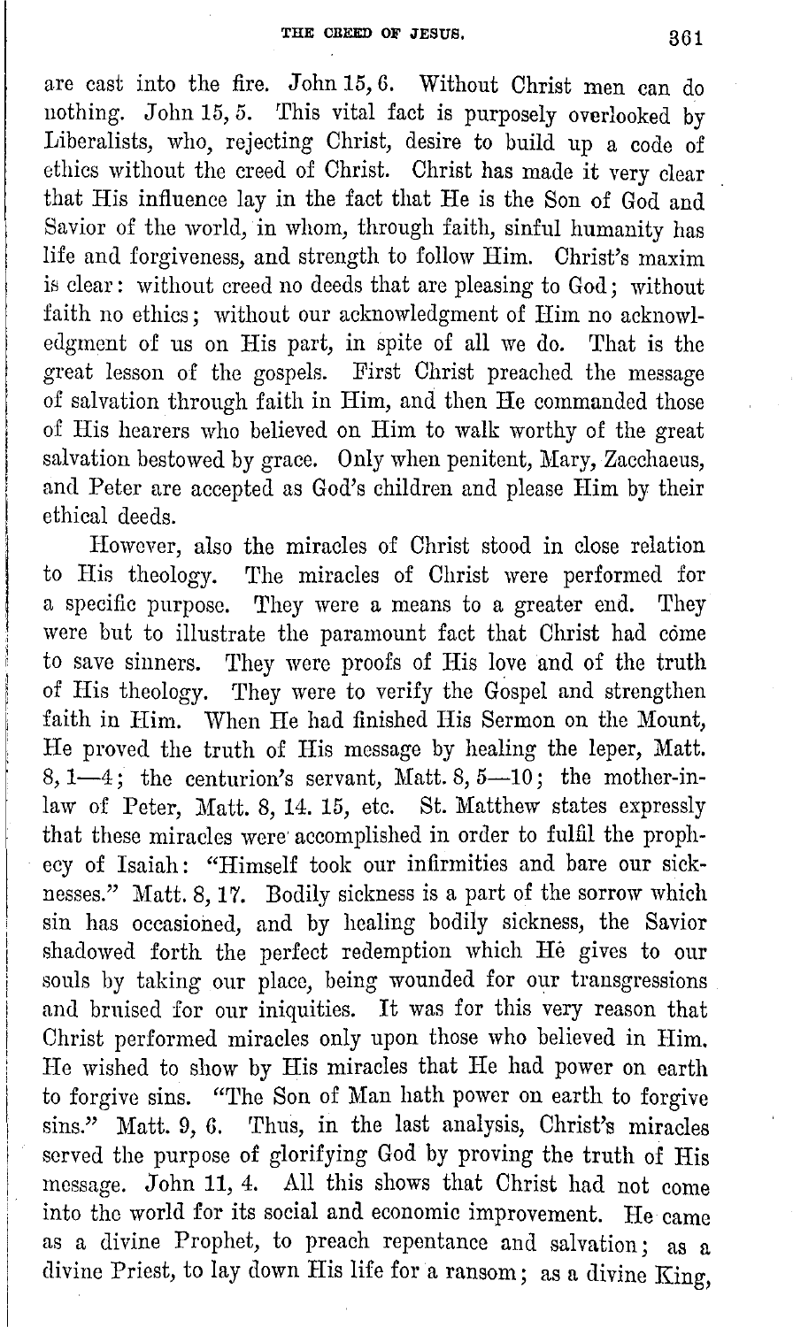are cast into the fire. John 15, 6. Without Christ men can do nothing. John 15, 5. This vital fact is purposely overlooked by Liberalists, who, rejecting Christ, desire to build up a code of ethics without the creed of Christ. Christ has made it very clear that His influence lay in the fact that He is the Son of God and Savior of the world, in whom, through faith, sinful humanity has life and forgiveness, and strength to follow Him. Christ's maxim is clear: without creed no deeds that are pleasing to God; without faith no ethics; without our acknowledgment of Him no acknowledgment of us on His part, in spite of all we do. That is the great lesson of the gospels. First Christ preached the message of salvation through faith in Him, and then He commanded those of His hearers who believed on Him to walk worthy of the great salvation bestowed by grace. Only when penitent, Mary, Zacchaeus, and Peter are accepted as God's children and please Him by their ethical deeds.

However, also the miracles of Christ stood in close relation to His theology. The miracles of Christ were performed for a specific purpose. They were a means to a greater end. They were but to illustrate the paramount fact that Christ had come to save sinners. They were proofs of His love and of the truth of His theology. They were to verify the Gospel and strengthen faith in Him. When He had finished His Sermon on the Mount, He proved the truth of His message by healing the leper, Matt. 8, 1—4; the centurion's servant, Matt. 8, 5—10; the mother-in-law of Peter, Matt. 8, 14. 15, etc. St. Matthew states expressly that these miracles were accomplished in order to fulfil the prophecy of Isaiah: "Himself took our infirmities and bare our sicknesses." Matt. 8, 17. Bodily sickness is a part of the sorrow which sin has occasioned, and by healing bodily sickness, the Savior shadowed forth the perfect redemption which He gives to our souls by taking our place, being wounded for our transgressions and bruised for our iniquities. It was for this very reason that Christ performed miracles only upon those who believed in Him. He wished to show by His miracles that He had power on earth to forgive sins. "The Son of Man hath power on earth to forgive sins." Matt. 9, 6. Thus, in the last analysis, Christ's miracles served the purpose of glorifying God by proving the truth of His message. John 11, 4. All this shows that Christ had not come into the world for its social and economic improvement. He came as a divine Prophet, to preach repentance and salvation; as a divine Priest, to lay down His life for a ransom; as a divine King,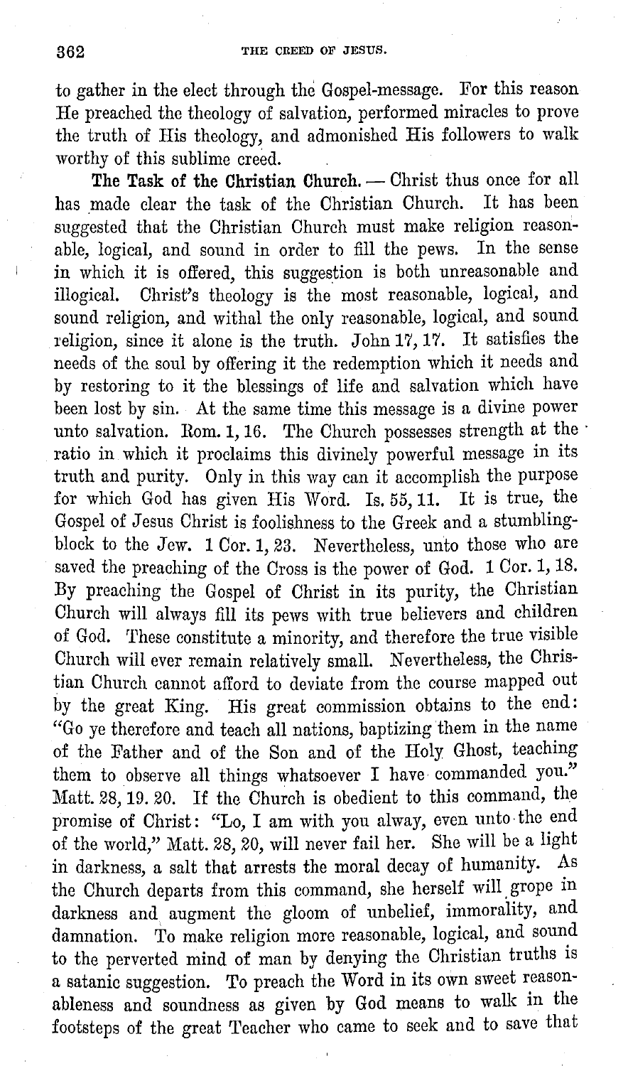to gather in the elect through the Gospel-message. For this reason He preached the theology of salvation, performed miracles to prove the truth of His theology, and admonished His followers to walk worthy of this sublime creed.

**The Task of the Christian Church.** — Christ thus once for all has made clear the task of the Christian Church. It has been suggested that the Christian Church must make religion reasonable, logical, and sound in order to fill the pews. In the sense in which it is offered, this suggestion is both unreasonable and illogical. Christ's theology is the most reasonable, logical, and sound religion, and withal the only reasonable, logical, and sound religion, since it alone is the truth. John 17, 17. It satisfies the needs of the soul by offering it the redemption which it needs and by restoring to it the blessings of life and salvation which have been lost by sin. At the same time this message is a divine power unto salvation. Rom. 1, 16. The Church possesses strength at the ratio in which it proclaims this divinely powerful message in its truth and purity. Only in this way can it accomplish the purpose for which God has given His Word. Is. 55, 11. It is true, the Gospel of Jesus Christ is foolishness to the Greek and a stumbling-block to the Jew. 1 Cor. 1, 23. Nevertheless, unto those who are saved the preaching of the Cross is the power of God. 1 Cor. 1, 18. By preaching the Gospel of Christ in its purity, the Christian Church will always fill its pews with true believers and children of God. These constitute a minority, and therefore the true visible Church will ever remain relatively small. Nevertheless, the Christian Church cannot afford to deviate from the course mapped out by the great King. His great commission obtains to the end: "Go ye therefore and teach all nations, baptizing them in the name of the Father and of the Son and of the Holy Ghost, teaching them to observe all things whatsoever I have commanded you." Matt. 28, 19. 20. If the Church is obedient to this command, the promise of Christ: "Lo, I am with you alway, even unto the end of the world," Matt. 28, 20, will never fail her. She will be a light in darkness, a salt that arrests the moral decay of humanity. As the Church departs from this command, she herself will grope in darkness and augment the gloom of unbelief, immorality, and damnation. To make religion more reasonable, logical, and sound to the perverted mind of man by denying the Christian truths is a satanic suggestion. To preach the Word in its own sweet reasonableness and soundness as given by God means to walk in the footsteps of the great Teacher who came to seek and to save that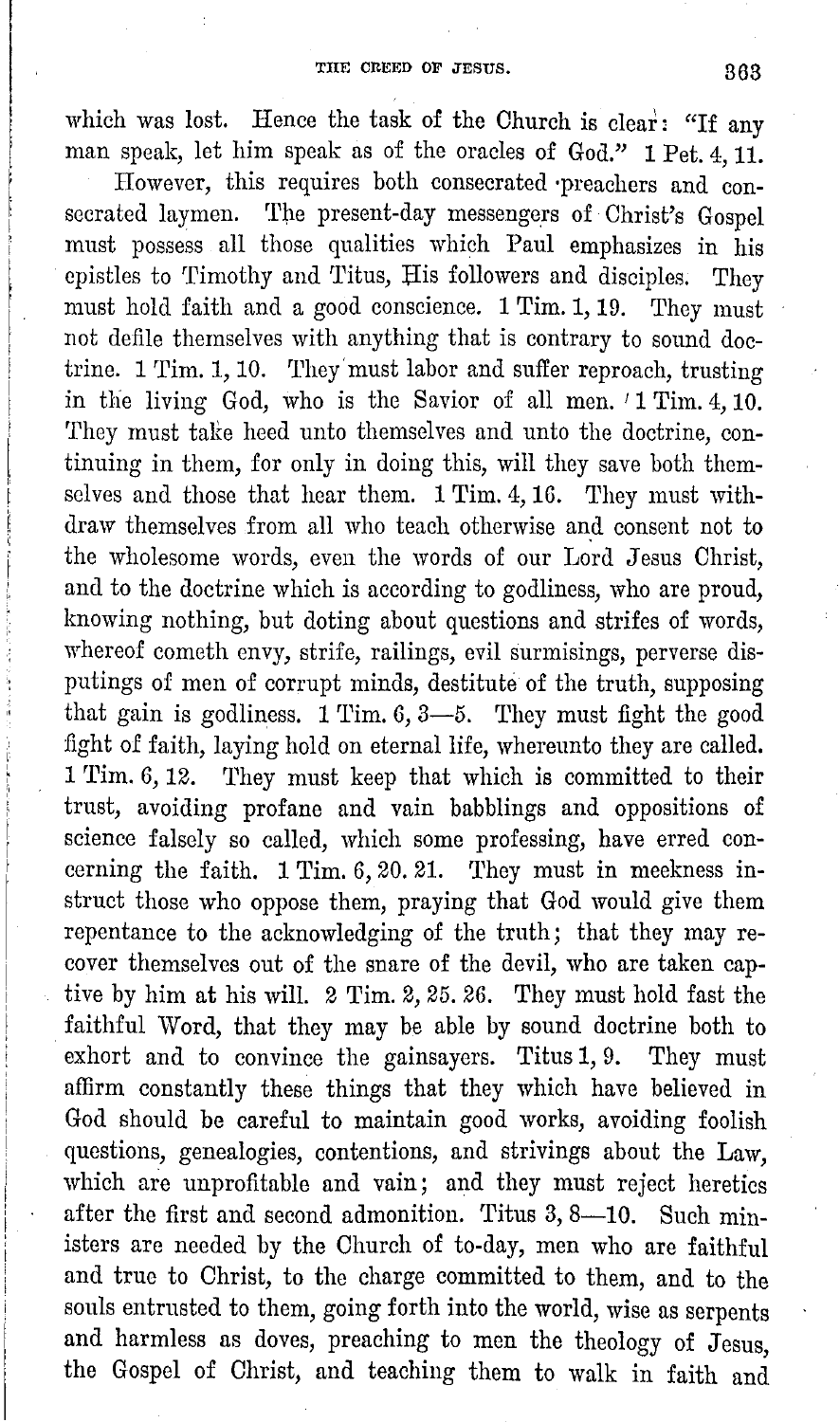which was lost. Hence the task of the Church is clear: "If any man speak, let him speak as of the oracles of God." 1 Pet. 4, 11.

However, this requires both consecrated preachers and consecrated laymen. The present-day messengers of Christ's Gospel must possess all those qualities which Paul emphasizes in his epistles to Timothy and Titus, His followers and disciples. They must hold faith and a good conscience. 1 Tim. 1, 19. They must not defile themselves with anything that is contrary to sound doctrine. 1 Tim. 1, 10. They must labor and suffer reproach, trusting in the living God, who is the Savior of all men. 1 Tim. 4, 10. They must take heed unto themselves and unto the doctrine, continuing in them, for only in doing this, will they save both themselves and those that hear them. 1 Tim. 4, 16. They must withdraw themselves from all who teach otherwise and consent not to the wholesome words, even the words of our Lord Jesus Christ, and to the doctrine which is according to godliness, who are proud, knowing nothing, but doting about questions and strifes of words, whereof cometh envy, strife, railings, evil surmisings, perverse disputings of men of corrupt minds, destitute of the truth, supposing that gain is godliness. 1 Tim. 6, 3—5. They must fight the good fight of faith, laying hold on eternal life, whereunto they are called. 1 Tim. 6, 12. They must keep that which is committed to their trust, avoiding profane and vain babblings and oppositions of science falsely so called, which some professing, have erred concerning the faith. 1 Tim. 6, 20. 21. They must in meekness instruct those who oppose them, praying that God would give them repentance to the acknowledging of the truth; that they may recover themselves out of the snare of the devil, who are taken captive by him at his will. 2 Tim. 2, 25. 26. They must hold fast the faithful Word, that they may be able by sound doctrine both to exhort and to convince the gainsayers. Titus 1, 9. They must affirm constantly these things that they which have believed in God should be careful to maintain good works, avoiding foolish questions, genealogies, contentions, and strivings about the Law, which are unprofitable and vain; and they must reject heretics after the first and second admonition. Titus 3, 8—10. Such ministers are needed by the Church of to-day, men who are faithful and true to Christ, to the charge committed to them, and to the souls entrusted to them, going forth into the world, wise as serpents and harmless as doves, preaching to men the theology of Jesus, the Gospel of Christ, and teaching them to walk in faith and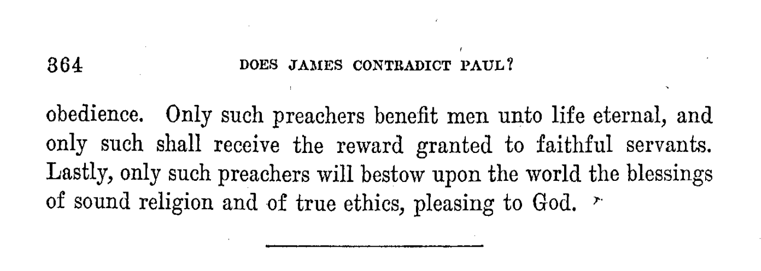obedience. Only such preachers benefit men unto life eternal, and only such shall receive the reward granted to faithful servants. Lastly, only such preachers will bestow upon the world the blessings of sound religion and of true ethics, pleasing to God.

---